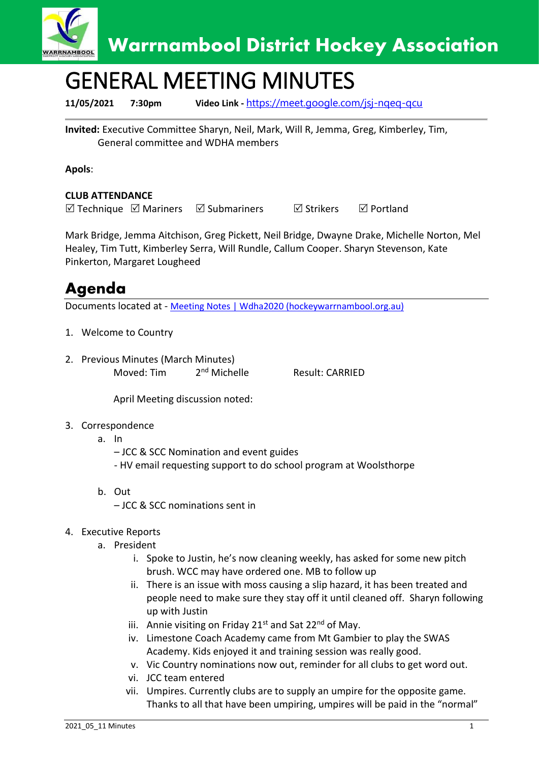# Warrnambool District Hockey Association

# GENERAL MEETING MINUTES

**11/05/2021** **7:30pm** **Video Link -** https://meet.google.com/jsj-nqeq-qcu

**Invited:** Executive Committee Sharyn, Neil, Mark, Will R, Jemma, Greg, Kimberley, Tim, General committee and WDHA members

**Apols**:

**CLUB ATTENDANCE**

☑ Technique ☑ Mariners ☑ Submariners ☑ Strikers ☑ Portland

Mark Bridge, Jemma Aitchison, Greg Pickett, Neil Bridge, Dwayne Drake, Michelle Norton, Mel Healey, Tim Tutt, Kimberley Serra, Will Rundle, Callum Cooper. Sharyn Stevenson, Kate Pinkerton, Margaret Lougheed

## Agenda

Documents located at - [Meeting Notes | Wdha2020 (hockeywarrnambool.org.au)](Meeting Notes | Wdha2020 (hockeywarrnambool.org.au))

1. Welcome to Country

2. Previous Minutes (March Minutes)
   Moved: Tim 2nd Michelle Result: CARRIED

   April Meeting discussion noted:

3. Correspondence
   a. In
      – JCC & SCC Nomination and event guides
      - HV email requesting support to do school program at Woolsthorpe
   b. Out
      – JCC & SCC nominations sent in

4. Executive Reports
   a. President
      i. Spoke to Justin, he's now cleaning weekly, has asked for some new pitch brush. WCC may have ordered one. MB to follow up
      ii. There is an issue with moss causing a slip hazard, it has been treated and people need to make sure they stay off it until cleaned off. Sharyn following up with Justin
      iii. Annie visiting on Friday 21st and Sat 22nd of May.
      iv. Limestone Coach Academy came from Mt Gambier to play the SWAS Academy. Kids enjoyed it and training session was really good.
      v. Vic Country nominations now out, reminder for all clubs to get word out.
      vi. JCC team entered
      vii. Umpires. Currently clubs are to supply an umpire for the opposite game. Thanks to all that have been umpiring, umpires will be paid in the "normal"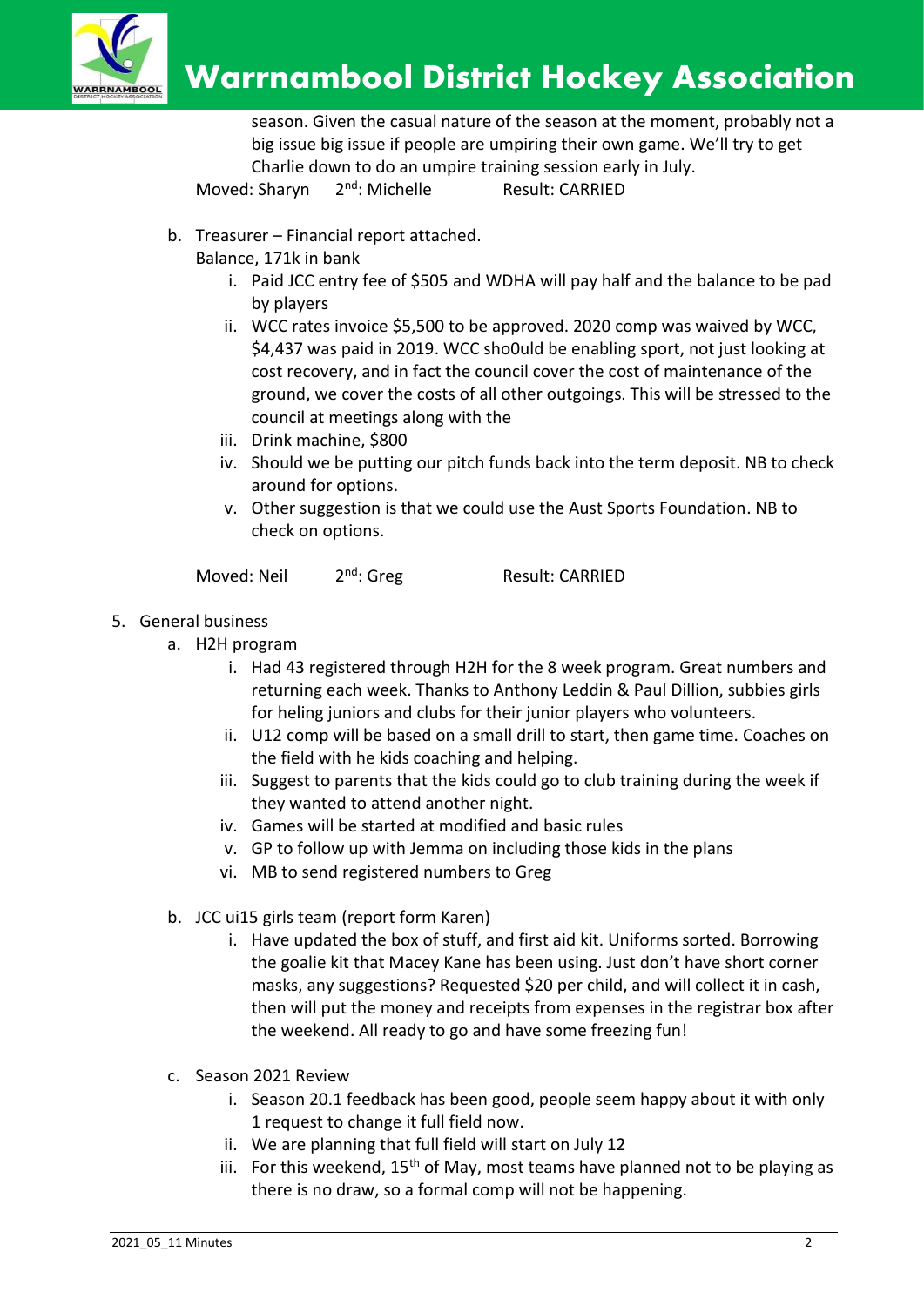season. Given the casual nature of the season at the moment, probably not a big issue big issue if people are umpiring their own game. We'll try to get Charlie down to do an umpire training session early in July.

Moved: Sharyn 2nd: Michelle Result: CARRIED

b. Treasurer – Financial report attached.
   Balance, 171k in bank
   i. Paid JCC entry fee of $505 and WDHA will pay half and the balance to be pad by players
   ii. WCC rates invoice $5,500 to be approved. 2020 comp was waived by WCC, $4,437 was paid in 2019. WCC sho0uld be enabling sport, not just looking at cost recovery, and in fact the council cover the cost of maintenance of the ground, we cover the costs of all other outgoings. This will be stressed to the council at meetings along with the
   iii. Drink machine, $800
   iv. Should we be putting our pitch funds back into the term deposit. NB to check around for options.
   v. Other suggestion is that we could use the Aust Sports Foundation. NB to check on options.

   Moved: Neil 2nd: Greg Result: CARRIED

5. General business
   a. H2H program
      i. Had 43 registered through H2H for the 8 week program. Great numbers and returning each week. Thanks to Anthony Leddin & Paul Dillion, subbies girls for heling juniors and clubs for their junior players who volunteers.
      ii. U12 comp will be based on a small drill to start, then game time. Coaches on the field with he kids coaching and helping.
      iii. Suggest to parents that the kids could go to club training during the week if they wanted to attend another night.
      iv. Games will be started at modified and basic rules
      v. GP to follow up with Jemma on including those kids in the plans
      vi. MB to send registered numbers to Greg

   b. JCC ui15 girls team (report form Karen)
      i. Have updated the box of stuff, and first aid kit. Uniforms sorted. Borrowing the goalie kit that Macey Kane has been using. Just don't have short corner masks, any suggestions? Requested $20 per child, and will collect it in cash, then will put the money and receipts from expenses in the registrar box after the weekend. All ready to go and have some freezing fun!

   c. Season 2021 Review
      i. Season 20.1 feedback has been good, people seem happy about it with only 1 request to change it full field now.
      ii. We are planning that full field will start on July 12
      iii. For this weekend, 15th of May, most teams have planned not to be playing as there is no draw, so a formal comp will not be happening.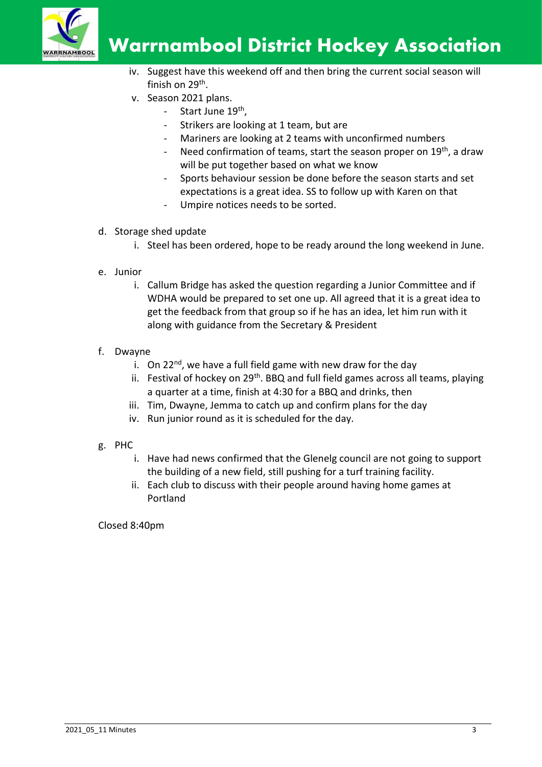iv. Suggest have this weekend off and then bring the current social season will finish on 29th.

v. Season 2021 plans.
- Start June 19th,
- Strikers are looking at 1 team, but are
- Mariners are looking at 2 teams with unconfirmed numbers
- Need confirmation of teams, start the season proper on 19th, a draw will be put together based on what we know
- Sports behaviour session be done before the season starts and set expectations is a great idea. SS to follow up with Karen on that
- Umpire notices needs to be sorted.

d. Storage shed update

i. Steel has been ordered, hope to be ready around the long weekend in June.

e. Junior

i. Callum Bridge has asked the question regarding a Junior Committee and if WDHA would be prepared to set one up. All agreed that it is a great idea to get the feedback from that group so if he has an idea, let him run with it along with guidance from the Secretary & President

f. Dwayne

i. On 22nd, we have a full field game with new draw for the day

ii. Festival of hockey on 29th. BBQ and full field games across all teams, playing a quarter at a time, finish at 4:30 for a BBQ and drinks, then

iii. Tim, Dwayne, Jemma to catch up and confirm plans for the day

iv. Run junior round as it is scheduled for the day.

g. PHC

i. Have had news confirmed that the Glenelg council are not going to support the building of a new field, still pushing for a turf training facility.

ii. Each club to discuss with their people around having home games at Portland

Closed 8:40pm